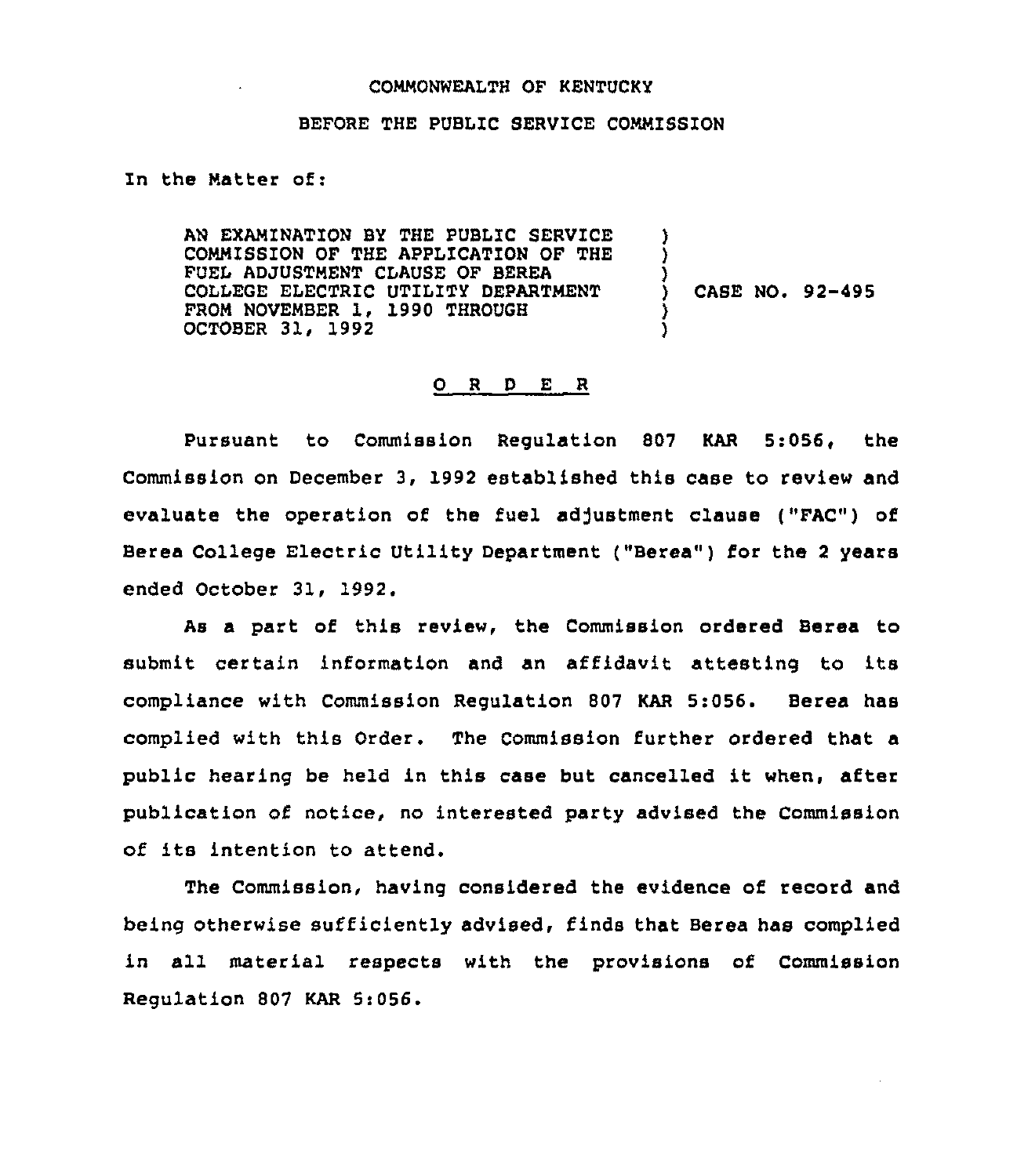COMMONWEALTH OF KENTUCKY

BEFORE THE PUBLIC SERVICE COMMISSION

In the Matter of:

| | | |
|---|---|---|
| AN EXAMINATION BY THE PUBLIC SERVICE COMMISSION OF THE APPLICATION OF THE FUEL ADJUSTMENT CLAUSE OF BEREA COLLEGE ELECTRIC UTILITY DEPARTMENT FROM NOVEMBER 1, 1990 THROUGH OCTOBER 31, 1992 | ) | CASE NO. 92-495 |

## O R D E R

Pursuant to Commission Regulation 807 KAR 5:056, the Commission on December 3, 1992 established this case to review and evaluate the operation of the fuel adjustment clause ("FAC") of Berea College Electric Utility Department ("Berea") for the 2 years ended October 31, 1992.

As a part of this review, the Commission ordered Berea to submit certain information and an affidavit attesting to its compliance with Commission Regulation 807 KAR 5:056. Berea has complied with this Order. The Commission further ordered that a public hearing be held in this case but cancelled it when, after publication of notice, no interested party advised the Commission of its intention to attend.

The Commission, having considered the evidence of record and being otherwise sufficiently advised, finds that Berea has complied in all material respects with the provisions of Commission Regulation 807 KAR 5:056.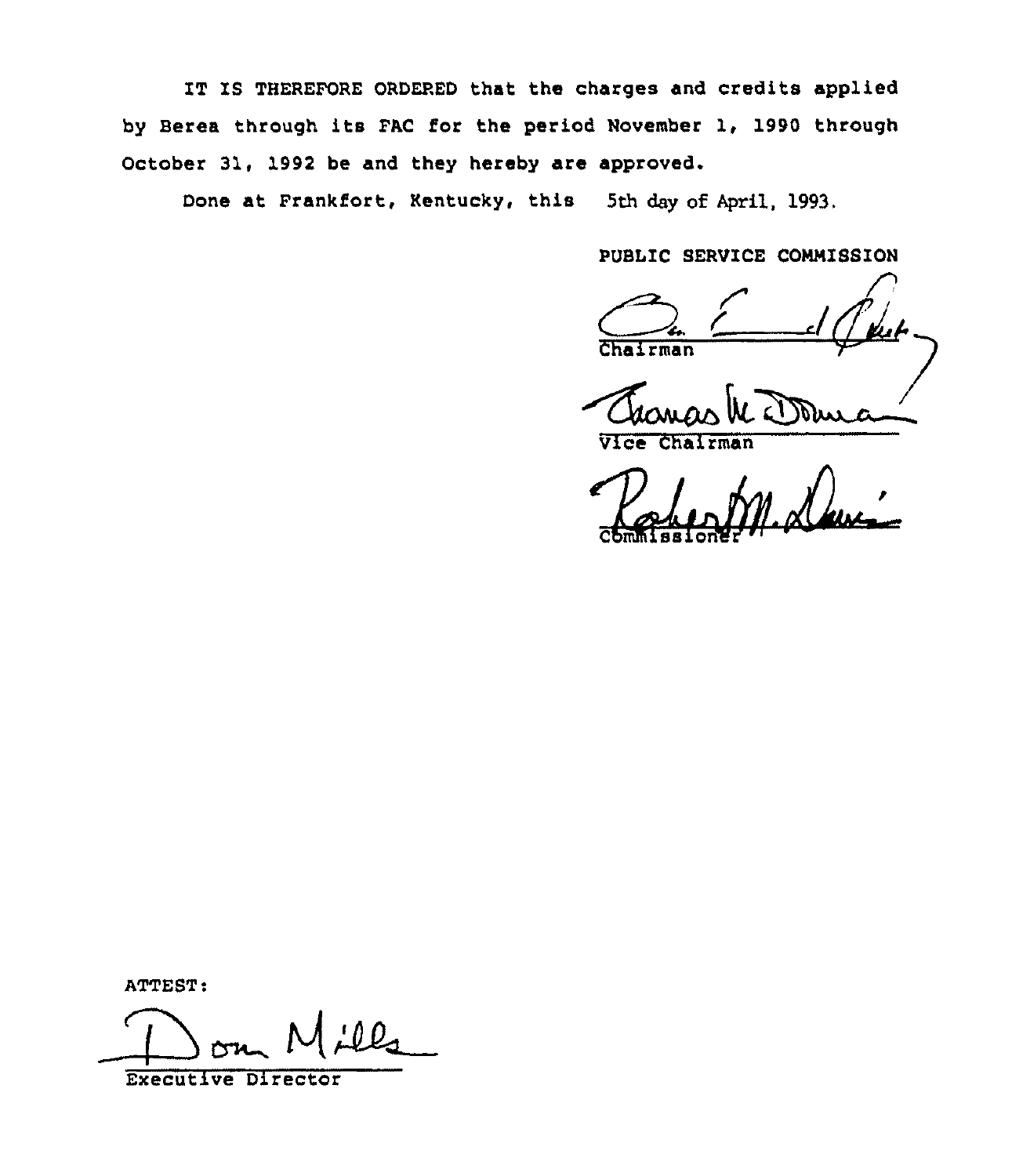IT IS THEREFORE ORDERED that the charges and credits applied by Berea through its FAC for the period November 1, 1990 through October 31, 1992 be and they hereby are approved.

Done at Frankfort, Kentucky, this 5th day of April, 1993.

PUBLIC SERVICE COMMISSION

Chairman

Vice Chairman

Commissioner

ATTEST:

Executive Director